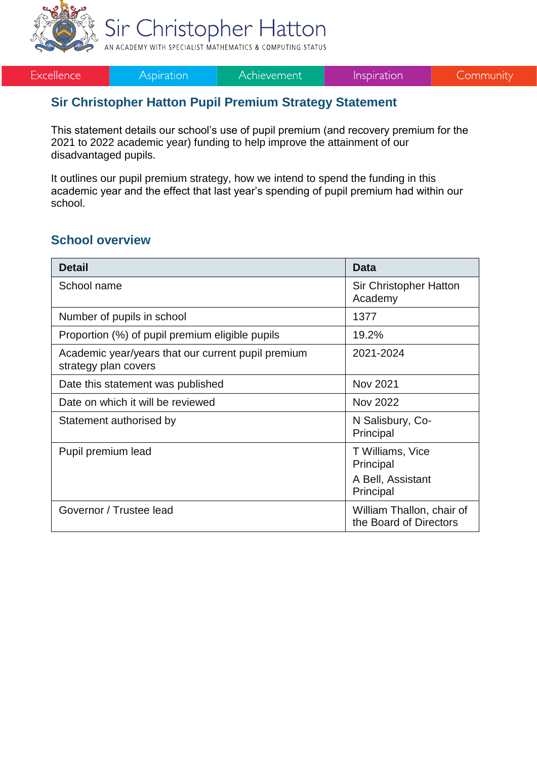Sir Christopher Hatton

AN ACADEMY WITH SPECIALIST MATHEMATICS & COMPUTING STATUS

Excellence | Aspiration | Achievement | Inspiration | Community

## Sir Christopher Hatton Pupil Premium Strategy Statement

This statement details our school's use of pupil premium (and recovery premium for the 2021 to 2022 academic year) funding to help improve the attainment of our disadvantaged pupils.

It outlines our pupil premium strategy, how we intend to spend the funding in this academic year and the effect that last year's spending of pupil premium had within our school.

## School overview

| Detail | Data |
|---|---|
| School name | Sir Christopher Hatton Academy |
| Number of pupils in school | 1377 |
| Proportion (%) of pupil premium eligible pupils | 19.2% |
| Academic year/years that our current pupil premium strategy plan covers | 2021-2024 |
| Date this statement was published | Nov 2021 |
| Date on which it will be reviewed | Nov 2022 |
| Statement authorised by | N Salisbury, Co-Principal |
| Pupil premium lead | T Williams, Vice Principal<br>A Bell, Assistant Principal |
| Governor / Trustee lead | William Thallon, chair of the Board of Directors |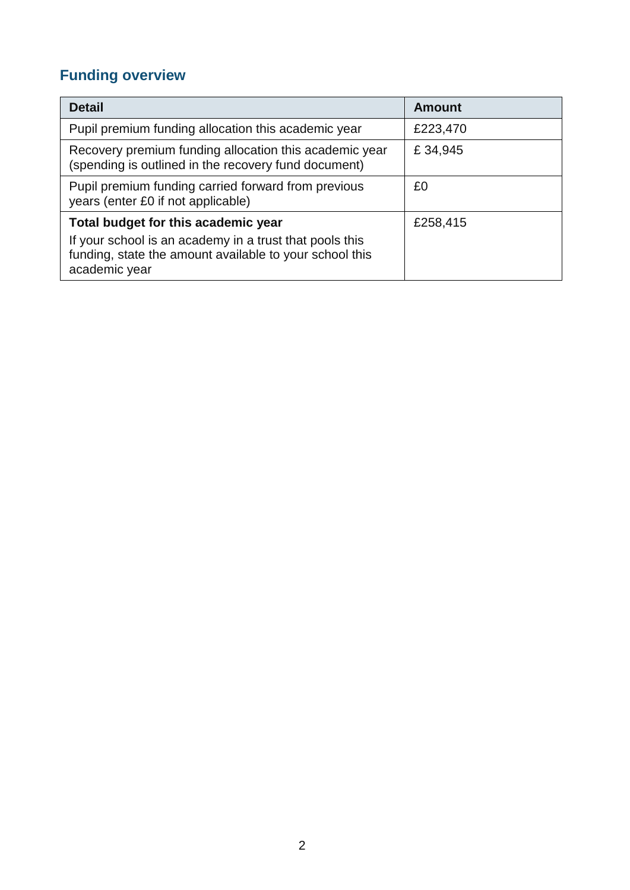## Funding overview

| Detail | Amount |
| --- | --- |
| Pupil premium funding allocation this academic year | £223,470 |
| Recovery premium funding allocation this academic year (spending is outlined in the recovery fund document) | £ 34,945 |
| Pupil premium funding carried forward from previous years (enter £0 if not applicable) | £0 |
| **Total budget for this academic year**<br>If your school is an academy in a trust that pools this funding, state the amount available to your school this academic year | £258,415 |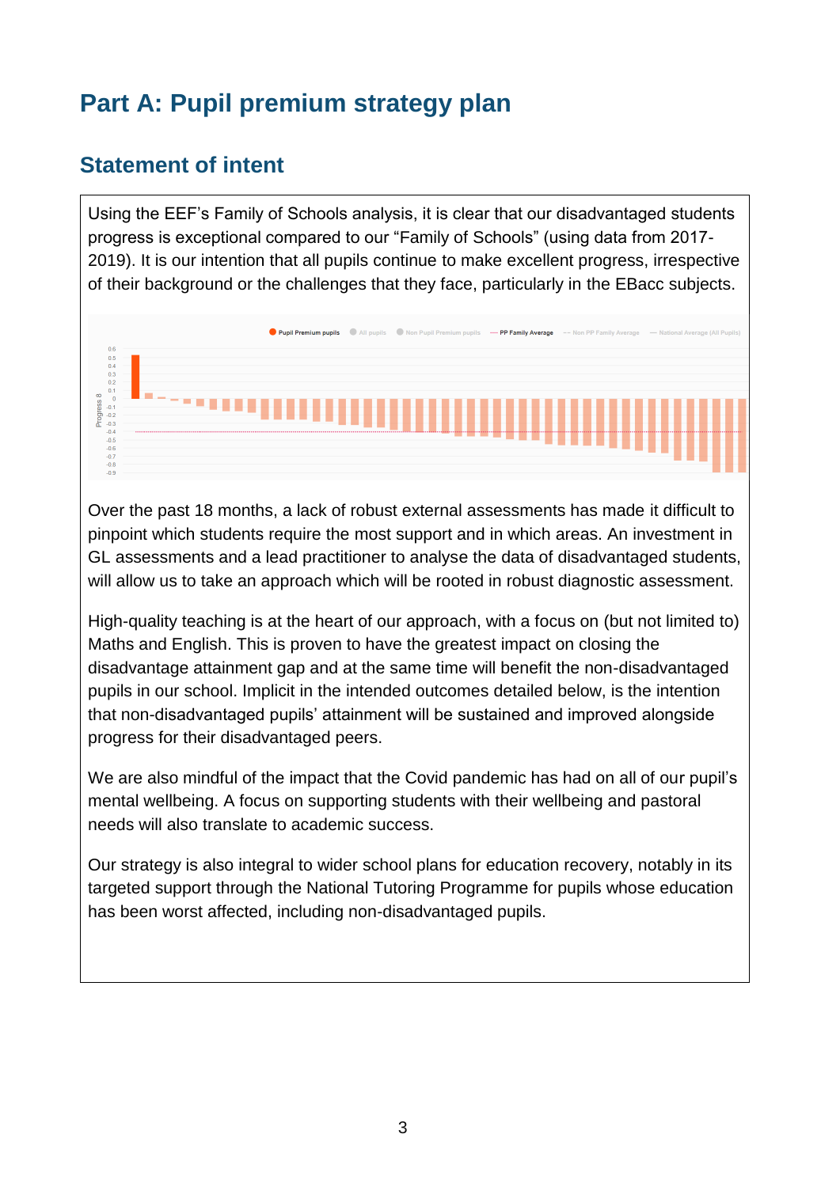# Part A: Pupil premium strategy plan

## Statement of intent

Using the EEF's Family of Schools analysis, it is clear that our disadvantaged students progress is exceptional compared to our "Family of Schools" (using data from 2017-2019). It is our intention that all pupils continue to make excellent progress, irrespective of their background or the challenges that they face, particularly in the EBacc subjects.

Over the past 18 months, a lack of robust external assessments has made it difficult to pinpoint which students require the most support and in which areas. An investment in GL assessments and a lead practitioner to analyse the data of disadvantaged students, will allow us to take an approach which will be rooted in robust diagnostic assessment.

High-quality teaching is at the heart of our approach, with a focus on (but not limited to) Maths and English. This is proven to have the greatest impact on closing the disadvantage attainment gap and at the same time will benefit the non-disadvantaged pupils in our school. Implicit in the intended outcomes detailed below, is the intention that non-disadvantaged pupils' attainment will be sustained and improved alongside progress for their disadvantaged peers.

We are also mindful of the impact that the Covid pandemic has had on all of our pupil's mental wellbeing. A focus on supporting students with their wellbeing and pastoral needs will also translate to academic success.

Our strategy is also integral to wider school plans for education recovery, notably in its targeted support through the National Tutoring Programme for pupils whose education has been worst affected, including non-disadvantaged pupils.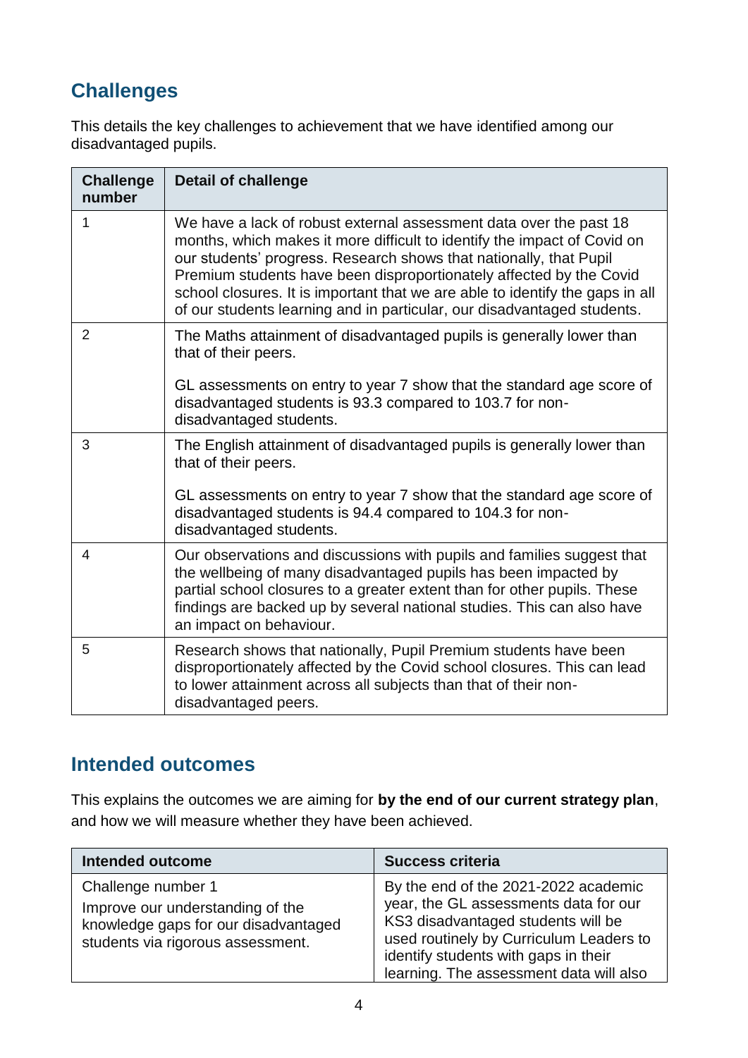## Challenges

This details the key challenges to achievement that we have identified among our disadvantaged pupils.

| Challenge number | Detail of challenge |
|---|---|
| 1 | We have a lack of robust external assessment data over the past 18 months, which makes it more difficult to identify the impact of Covid on our students' progress. Research shows that nationally, that Pupil Premium students have been disproportionately affected by the Covid school closures. It is important that we are able to identify the gaps in all of our students learning and in particular, our disadvantaged students. |
| 2 | The Maths attainment of disadvantaged pupils is generally lower than that of their peers.<br><br>GL assessments on entry to year 7 show that the standard age score of disadvantaged students is 93.3 compared to 103.7 for non-disadvantaged students. |
| 3 | The English attainment of disadvantaged pupils is generally lower than that of their peers.<br><br>GL assessments on entry to year 7 show that the standard age score of disadvantaged students is 94.4 compared to 104.3 for non-disadvantaged students. |
| 4 | Our observations and discussions with pupils and families suggest that the wellbeing of many disadvantaged pupils has been impacted by partial school closures to a greater extent than for other pupils. These findings are backed up by several national studies. This can also have an impact on behaviour. |
| 5 | Research shows that nationally, Pupil Premium students have been disproportionately affected by the Covid school closures. This can lead to lower attainment across all subjects than that of their non-disadvantaged peers. |

## Intended outcomes

This explains the outcomes we are aiming for **by the end of our current strategy plan**, and how we will measure whether they have been achieved.

| Intended outcome | Success criteria |
|---|---|
| Challenge number 1<br>Improve our understanding of the knowledge gaps for our disadvantaged students via rigorous assessment. | By the end of the 2021-2022 academic year, the GL assessments data for our KS3 disadvantaged students will be used routinely by Curriculum Leaders to identify students with gaps in their learning. The assessment data will also |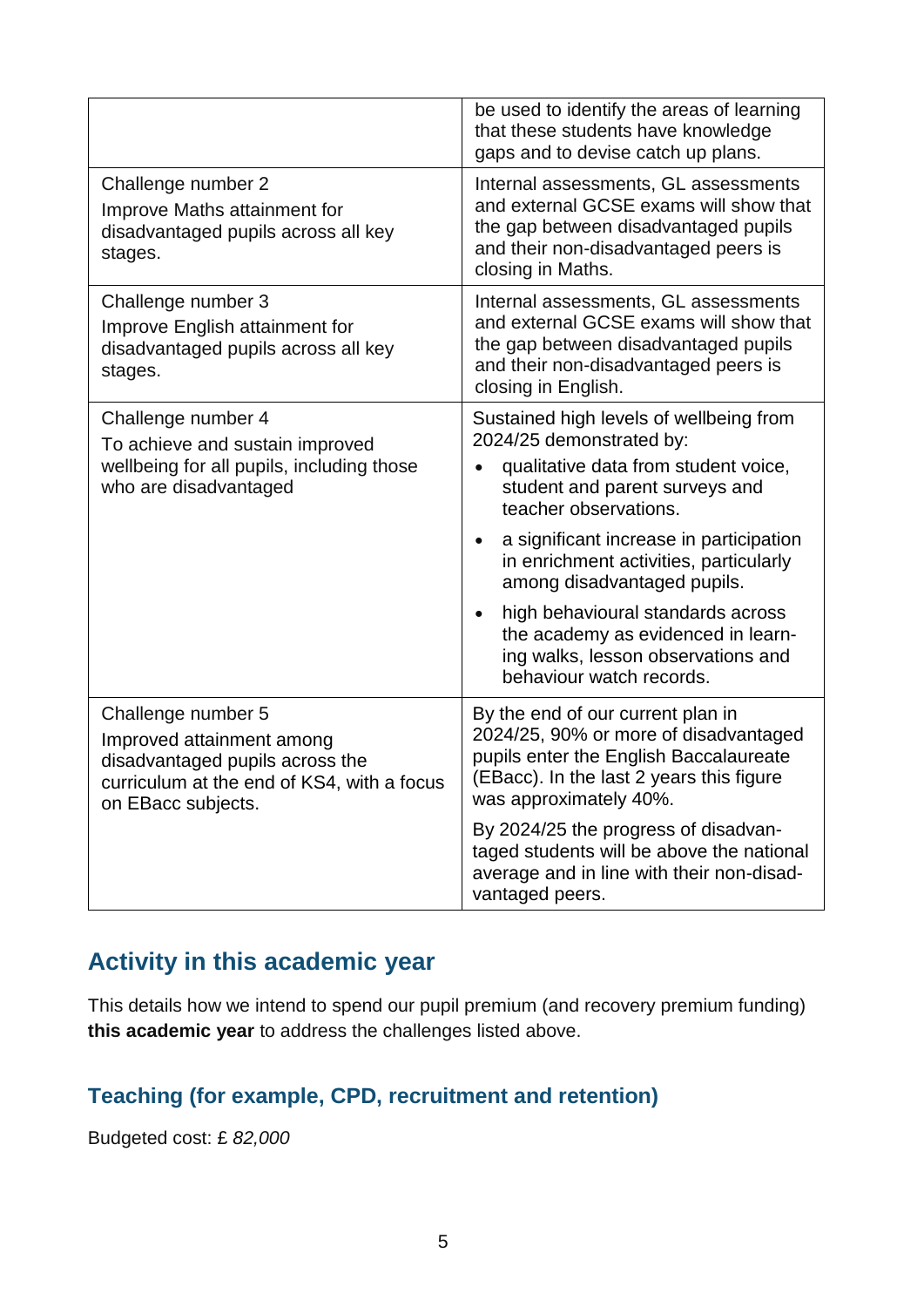| | |
|---|---|
| | be used to identify the areas of learning that these students have knowledge gaps and to devise catch up plans. |
| Challenge number 2<br>Improve Maths attainment for disadvantaged pupils across all key stages. | Internal assessments, GL assessments and external GCSE exams will show that the gap between disadvantaged pupils and their non-disadvantaged peers is closing in Maths. |
| Challenge number 3<br>Improve English attainment for disadvantaged pupils across all key stages. | Internal assessments, GL assessments and external GCSE exams will show that the gap between disadvantaged pupils and their non-disadvantaged peers is closing in English. |
| Challenge number 4<br>To achieve and sustain improved wellbeing for all pupils, including those who are disadvantaged | Sustained high levels of wellbeing from 2024/25 demonstrated by:<br>• qualitative data from student voice, student and parent surveys and teacher observations.<br>• a significant increase in participation in enrichment activities, particularly among disadvantaged pupils.<br>• high behavioural standards across the academy as evidenced in learning walks, lesson observations and behaviour watch records. |
| Challenge number 5<br>Improved attainment among disadvantaged pupils across the curriculum at the end of KS4, with a focus on EBacc subjects. | By the end of our current plan in 2024/25, 90% or more of disadvantaged pupils enter the English Baccalaureate (EBacc). In the last 2 years this figure was approximately 40%.<br>By 2024/25 the progress of disadvantaged students will be above the national average and in line with their non-disadvantaged peers. |

## Activity in this academic year

This details how we intend to spend our pupil premium (and recovery premium funding) **this academic year** to address the challenges listed above.

### Teaching (for example, CPD, recruitment and retention)

Budgeted cost: £ *82,000*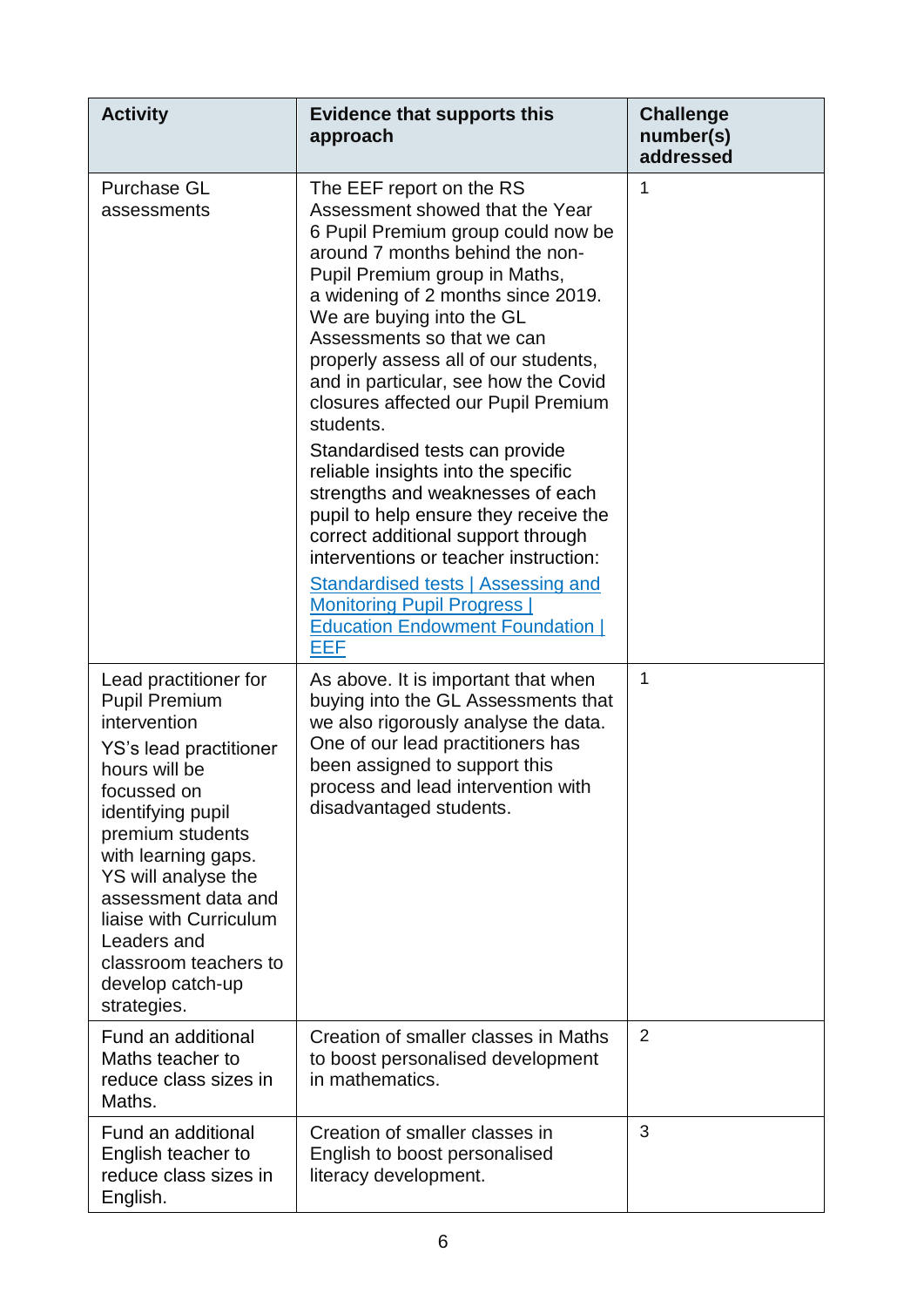| Activity | Evidence that supports this approach | Challenge number(s) addressed |
|---|---|---|
| Purchase GL assessments | The EEF report on the RS Assessment showed that the Year 6 Pupil Premium group could now be around 7 months behind the non-Pupil Premium group in Maths, a widening of 2 months since 2019. We are buying into the GL Assessments so that we can properly assess all of our students, and in particular, see how the Covid closures affected our Pupil Premium students.<br><br>Standardised tests can provide reliable insights into the specific strengths and weaknesses of each pupil to help ensure they receive the correct additional support through interventions or teacher instruction:<br><br>[Standardised tests \| Assessing and Monitoring Pupil Progress \| Education Endowment Foundation \| EEF]() | 1 |
| Lead practitioner for Pupil Premium intervention<br><br>YS's lead practitioner hours will be focussed on identifying pupil premium students with learning gaps. YS will analyse the assessment data and liaise with Curriculum Leaders and classroom teachers to develop catch-up strategies. | As above. It is important that when buying into the GL Assessments that we also rigorously analyse the data. One of our lead practitioners has been assigned to support this process and lead intervention with disadvantaged students. | 1 |
| Fund an additional Maths teacher to reduce class sizes in Maths. | Creation of smaller classes in Maths to boost personalised development in mathematics. | 2 |
| Fund an additional English teacher to reduce class sizes in English. | Creation of smaller classes in English to boost personalised literacy development. | 3 |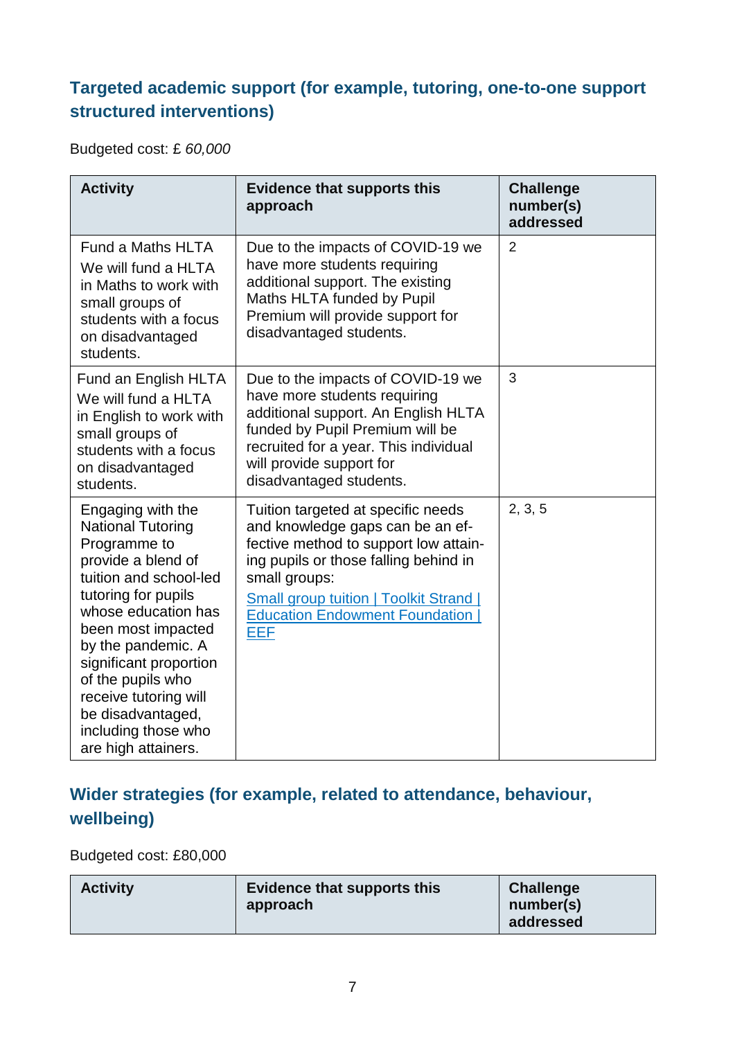## Targeted academic support (for example, tutoring, one-to-one support structured interventions)

Budgeted cost: £ *60,000*

| Activity | Evidence that supports this approach | Challenge number(s) addressed |
|---|---|---|
| Fund a Maths HLTA We will fund a HLTA in Maths to work with small groups of students with a focus on disadvantaged students. | Due to the impacts of COVID-19 we have more students requiring additional support. The existing Maths HLTA funded by Pupil Premium will provide support for disadvantaged students. | 2 |
| Fund an English HLTA We will fund a HLTA in English to work with small groups of students with a focus on disadvantaged students. | Due to the impacts of COVID-19 we have more students requiring additional support. An English HLTA funded by Pupil Premium will be recruited for a year. This individual will provide support for disadvantaged students. | 3 |
| Engaging with the National Tutoring Programme to provide a blend of tuition and school-led tutoring for pupils whose education has been most impacted by the pandemic. A significant proportion of the pupils who receive tutoring will be disadvantaged, including those who are high attainers. | Tuition targeted at specific needs and knowledge gaps can be an effective method to support low attaining pupils or those falling behind in small groups: [Small group tuition \| Toolkit Strand \| Education Endowment Foundation \| EEF] | 2, 3, 5 |

## Wider strategies (for example, related to attendance, behaviour, wellbeing)

Budgeted cost: £80,000

| Activity | Evidence that supports this approach | Challenge number(s) addressed |
|---|---|---|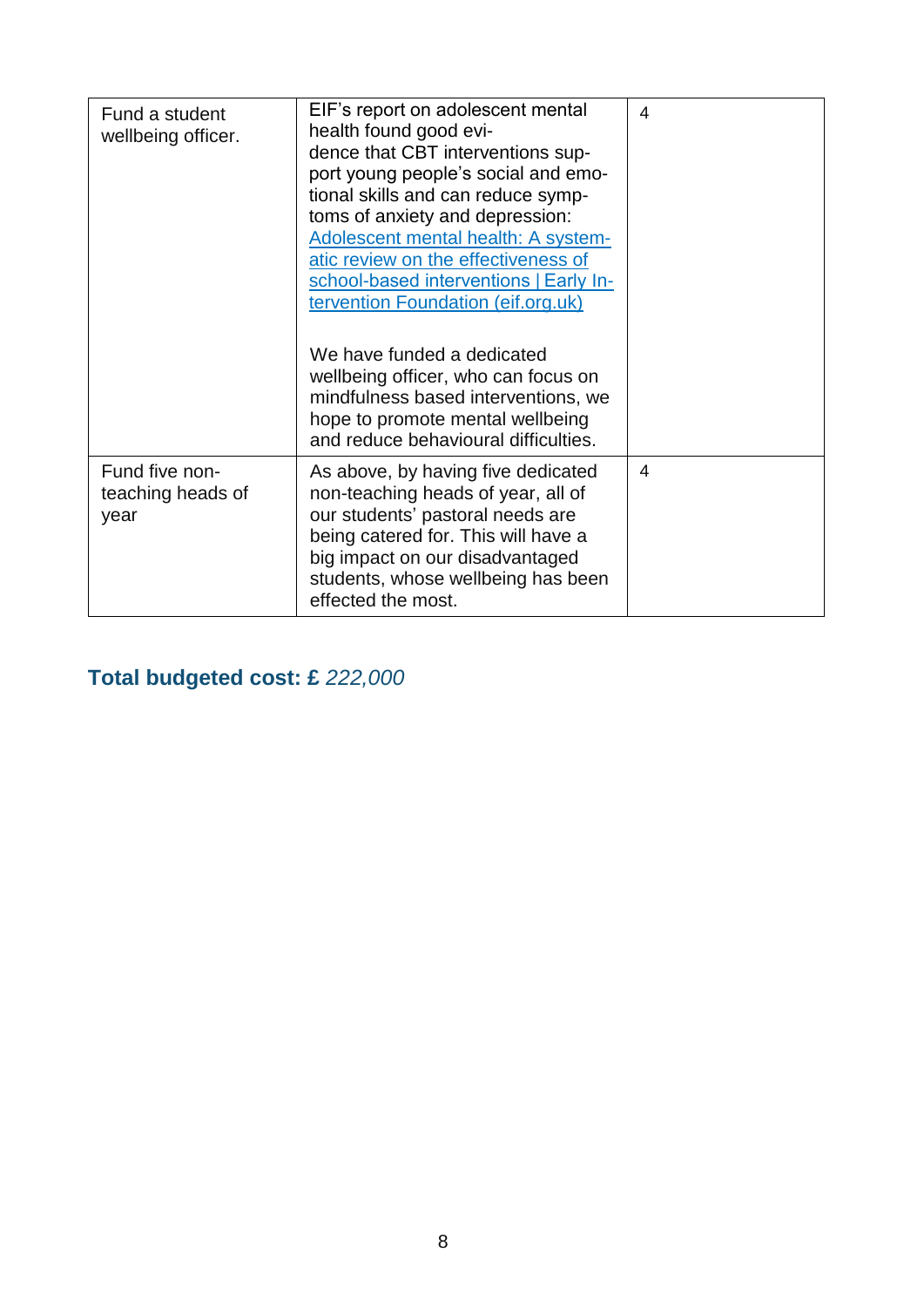| | | |
|---|---|---|
| Fund a student wellbeing officer. | EIF's report on adolescent mental health found good evidence that CBT interventions support young people's social and emotional skills and can reduce symptoms of anxiety and depression: [Adolescent mental health: A systematic review on the effectiveness of school-based interventions \| Early Intervention Foundation (eif.org.uk)](eif.org.uk)<br><br>We have funded a dedicated wellbeing officer, who can focus on mindfulness based interventions, we hope to promote mental wellbeing and reduce behavioural difficulties. | 4 |
| Fund five non-teaching heads of year | As above, by having five dedicated non-teaching heads of year, all of our students' pastoral needs are being catered for. This will have a big impact on our disadvantaged students, whose wellbeing has been effected the most. | 4 |

**Total budgeted cost: £** *222,000*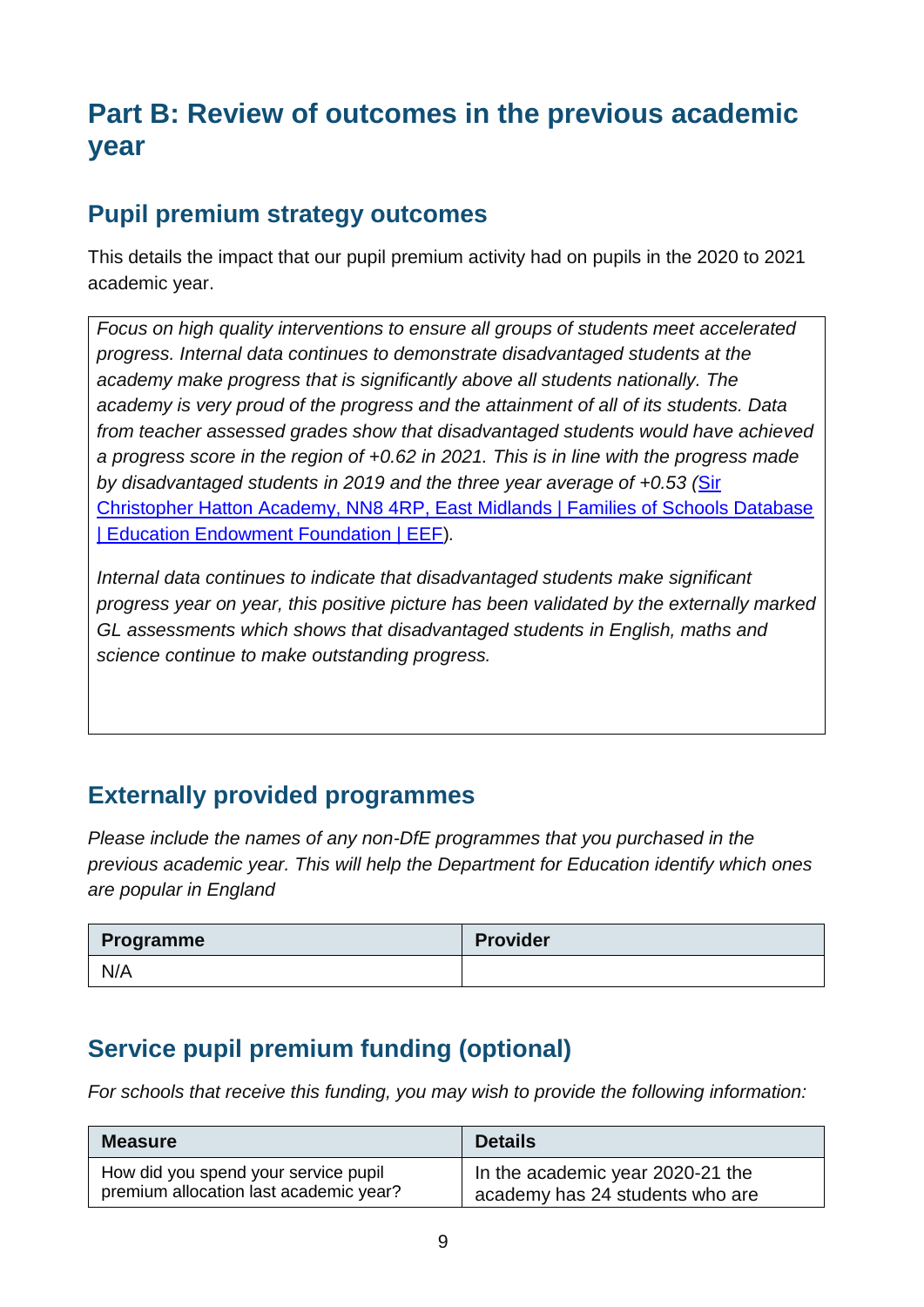# Part B: Review of outcomes in the previous academic year

## Pupil premium strategy outcomes

This details the impact that our pupil premium activity had on pupils in the 2020 to 2021 academic year.

*Focus on high quality interventions to ensure all groups of students meet accelerated progress. Internal data continues to demonstrate disadvantaged students at the academy make progress that is significantly above all students nationally. The academy is very proud of the progress and the attainment of all of its students. Data from teacher assessed grades show that disadvantaged students would have achieved a progress score in the region of +0.62 in 2021. This is in line with the progress made by disadvantaged students in 2019 and the three year average of +0.53 (*[Sir Christopher Hatton Academy, NN8 4RP, East Midlands | Families of Schools Database | Education Endowment Foundation | EEF]()*).*

*Internal data continues to indicate that disadvantaged students make significant progress year on year, this positive picture has been validated by the externally marked GL assessments which shows that disadvantaged students in English, maths and science continue to make outstanding progress.*

## Externally provided programmes

*Please include the names of any non-DfE programmes that you purchased in the previous academic year. This will help the Department for Education identify which ones are popular in England*

| Programme | Provider |
| --- | --- |
| N/A | |

## Service pupil premium funding (optional)

*For schools that receive this funding, you may wish to provide the following information:*

| Measure | Details |
| --- | --- |
| How did you spend your service pupil premium allocation last academic year? | In the academic year 2020-21 the academy has 24 students who are |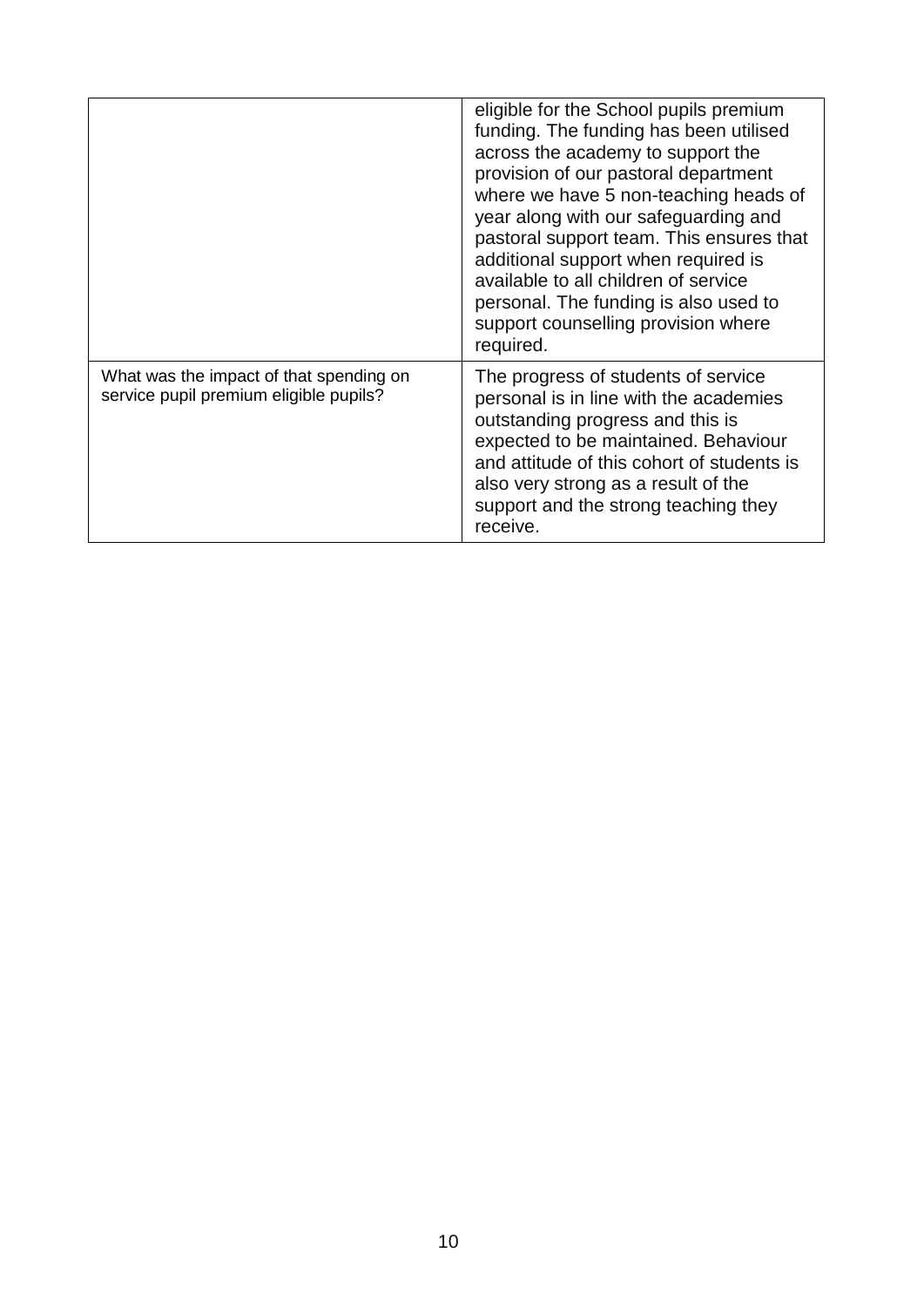| | |
|---|---|
| | eligible for the School pupils premium funding. The funding has been utilised across the academy to support the provision of our pastoral department where we have 5 non-teaching heads of year along with our safeguarding and pastoral support team. This ensures that additional support when required is available to all children of service personal. The funding is also used to support counselling provision where required. |
| What was the impact of that spending on service pupil premium eligible pupils? | The progress of students of service personal is in line with the academies outstanding progress and this is expected to be maintained. Behaviour and attitude of this cohort of students is also very strong as a result of the support and the strong teaching they receive. |